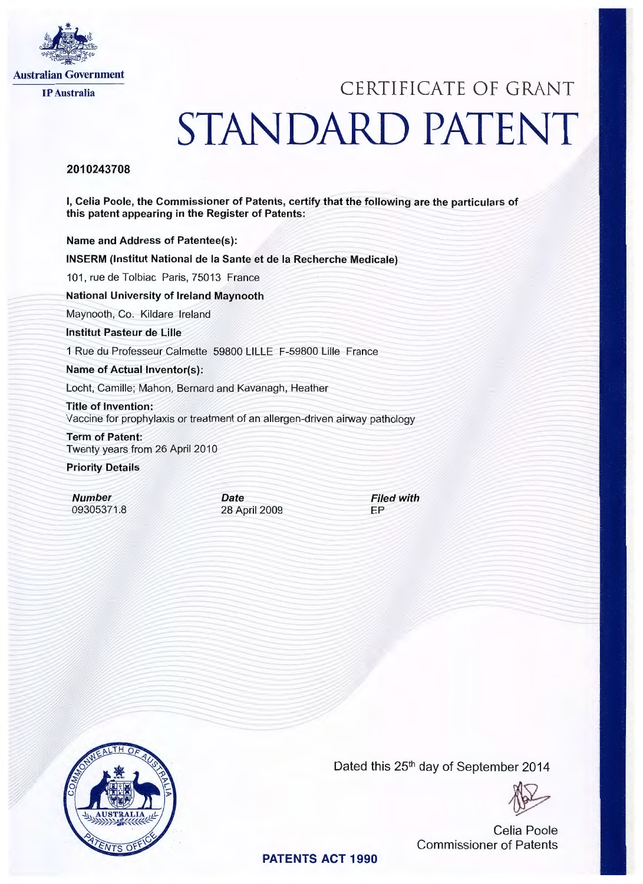Australian Government

IP Australia

# CERTIFICATE OF GRANT

# STANDARD PATENT

**2010243708**

**I, Celia Poole, the Commissioner of Patents, certify that the following are the particulars of this patent appearing in the Register of Patents:**

**Name and Address of Patentee(s):**

**INSERM (Institut National de la Sante et de la Recherche Medicale)**

101, rue de Tolbiac Paris, 75013 France

**National University of Ireland Maynooth**

Maynooth, Co. Kildare Ireland

**Institut Pasteur de Lille**

1 Rue du Professeur Calmette 59800 LILLE F-59800 Lille France

**Name of Actual Inventor(s):**

Locht, Camille; Mahon, Bernard and Kavanagh, Heather

**Title of Invention:**

Vaccine for prophylaxis or treatment of an allergen-driven airway pathology

**Term of Patent:**

Twenty years from 26 April 2010

**Priority Details**

| ***Number*** | ***Date*** | ***Filed with*** |
|---|---|---|
| 09305371.8 | 28 April 2009 | EP |

Dated this 25th day of September 2014

Celia Poole

Commissioner of Patents

**PATENTS ACT 1990**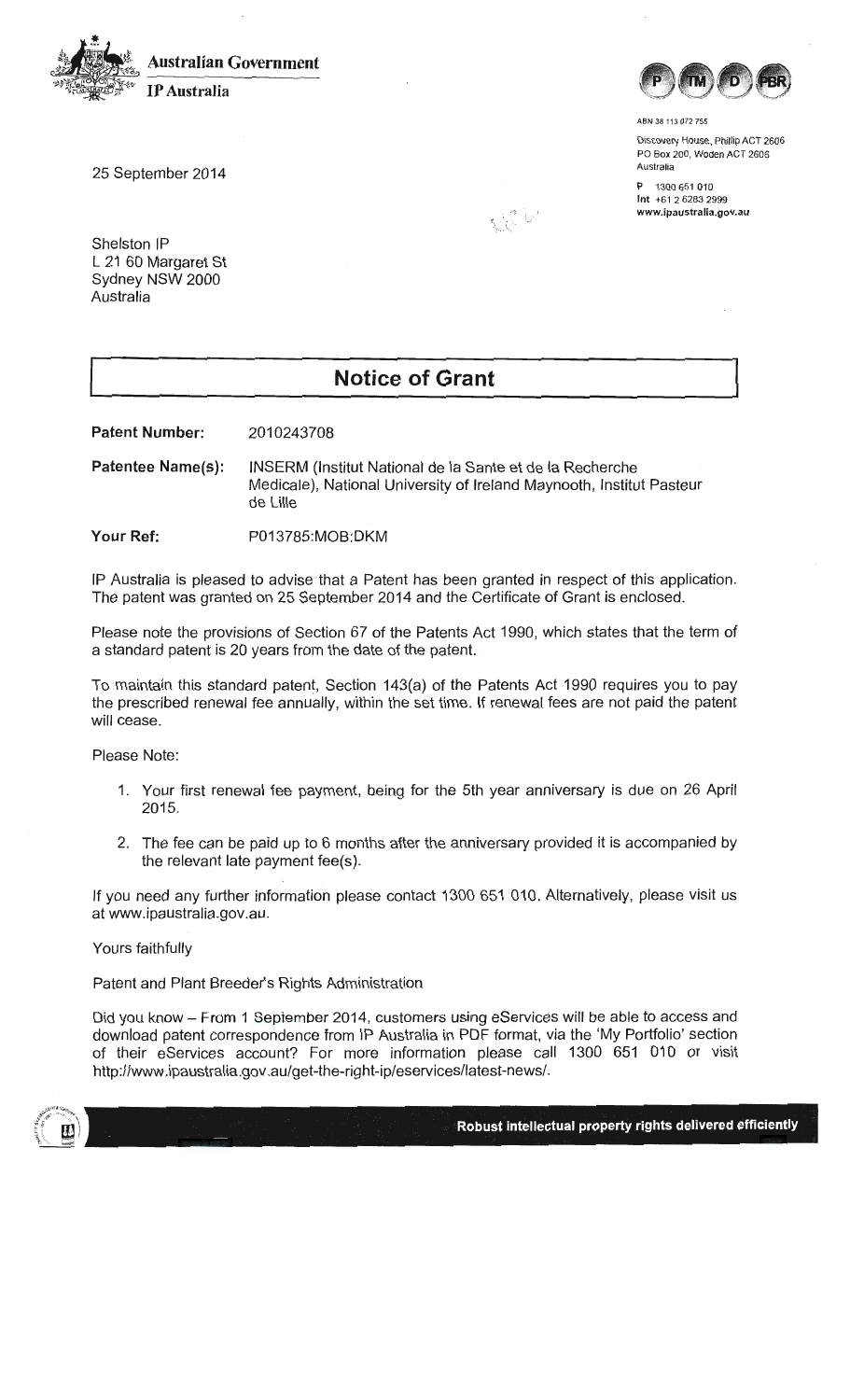**Australian Government**

**IP Australia**

ABN 38 113 072 755

Discovery House, Phillip ACT 2606
PO Box 200, Woden ACT 2606
Australia

P 1300 651 010
Int +61 2 6283 2999
www.ipaustralia.gov.au

25 September 2014

Shelston IP
L 21 60 Margaret St
Sydney NSW 2000
Australia

## Notice of Grant

**Patent Number:** 2010243708

**Patentee Name(s):** INSERM (Institut National de la Sante et de la Recherche Medicale), National University of Ireland Maynooth, Institut Pasteur de Lille

**Your Ref:** P013785:MOB:DKM

IP Australia is pleased to advise that a Patent has been granted in respect of this application. The patent was granted on 25 September 2014 and the Certificate of Grant is enclosed.

Please note the provisions of Section 67 of the Patents Act 1990, which states that the term of a standard patent is 20 years from the date of the patent.

To maintain this standard patent, Section 143(a) of the Patents Act 1990 requires you to pay the prescribed renewal fee annually, within the set time. If renewal fees are not paid the patent will cease.

Please Note:

1. Your first renewal fee payment, being for the 5th year anniversary is due on 26 April 2015.
2. The fee can be paid up to 6 months after the anniversary provided it is accompanied by the relevant late payment fee(s).

If you need any further information please contact 1300 651 010. Alternatively, please visit us at www.ipaustralia.gov.au.

Yours faithfully

Patent and Plant Breeder's Rights Administration

Did you know – From 1 September 2014, customers using eServices will be able to access and download patent correspondence from IP Australia in PDF format, via the 'My Portfolio' section of their eServices account? For more information please call 1300 651 010 or visit http://www.ipaustralia.gov.au/get-the-right-ip/eservices/latest-news/.

**Robust intellectual property rights delivered efficiently**